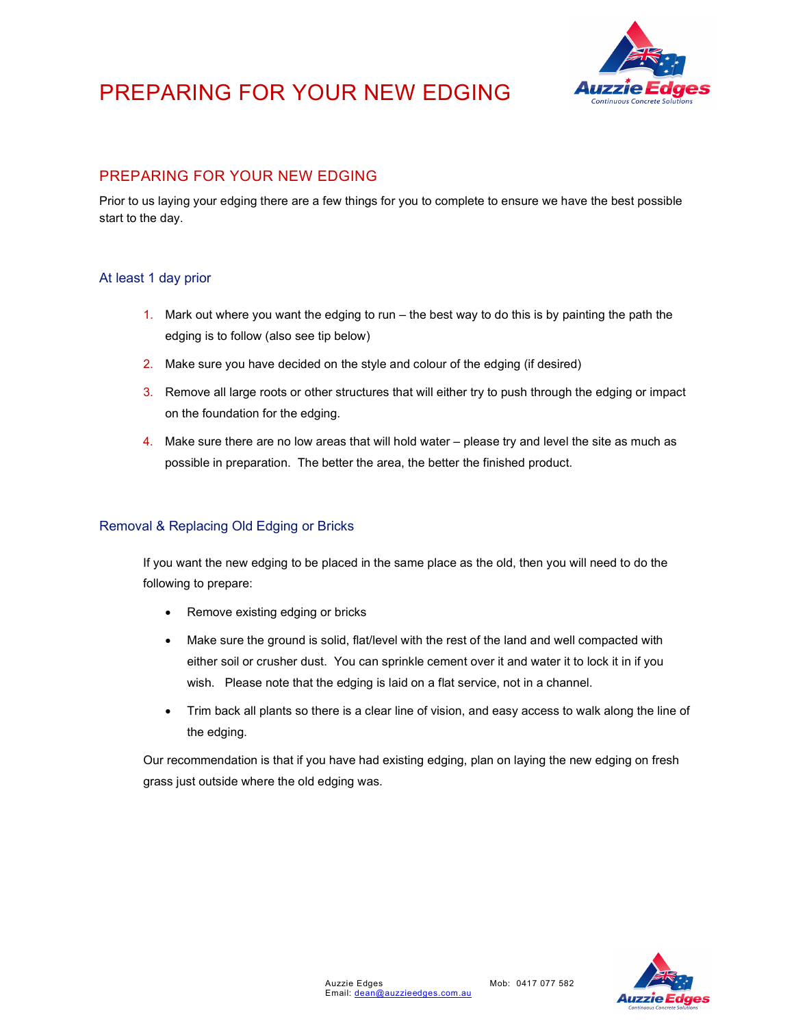# PREPARING FOR YOUR NEW EDGING

## PREPARING FOR YOUR NEW EDGING

Prior to us laying your edging there are a few things for you to complete to ensure we have the best possible start to the day.

### At least 1 day prior

1. Mark out where you want the edging to run – the best way to do this is by painting the path the edging is to follow (also see tip below)
2. Make sure you have decided on the style and colour of the edging (if desired)
3. Remove all large roots or other structures that will either try to push through the edging or impact on the foundation for the edging.
4. Make sure there are no low areas that will hold water – please try and level the site as much as possible in preparation. The better the area, the better the finished product.

### Removal & Replacing Old Edging or Bricks

If you want the new edging to be placed in the same place as the old, then you will need to do the following to prepare:

- Remove existing edging or bricks
- Make sure the ground is solid, flat/level with the rest of the land and well compacted with either soil or crusher dust. You can sprinkle cement over it and water it to lock it in if you wish. Please note that the edging is laid on a flat service, not in a channel.
- Trim back all plants so there is a clear line of vision, and easy access to walk along the line of the edging.

Our recommendation is that if you have had existing edging, plan on laying the new edging on fresh grass just outside where the old edging was.

Auzzie Edges
Email: dean@auzzieedges.com.au
Mob: 0417 077 582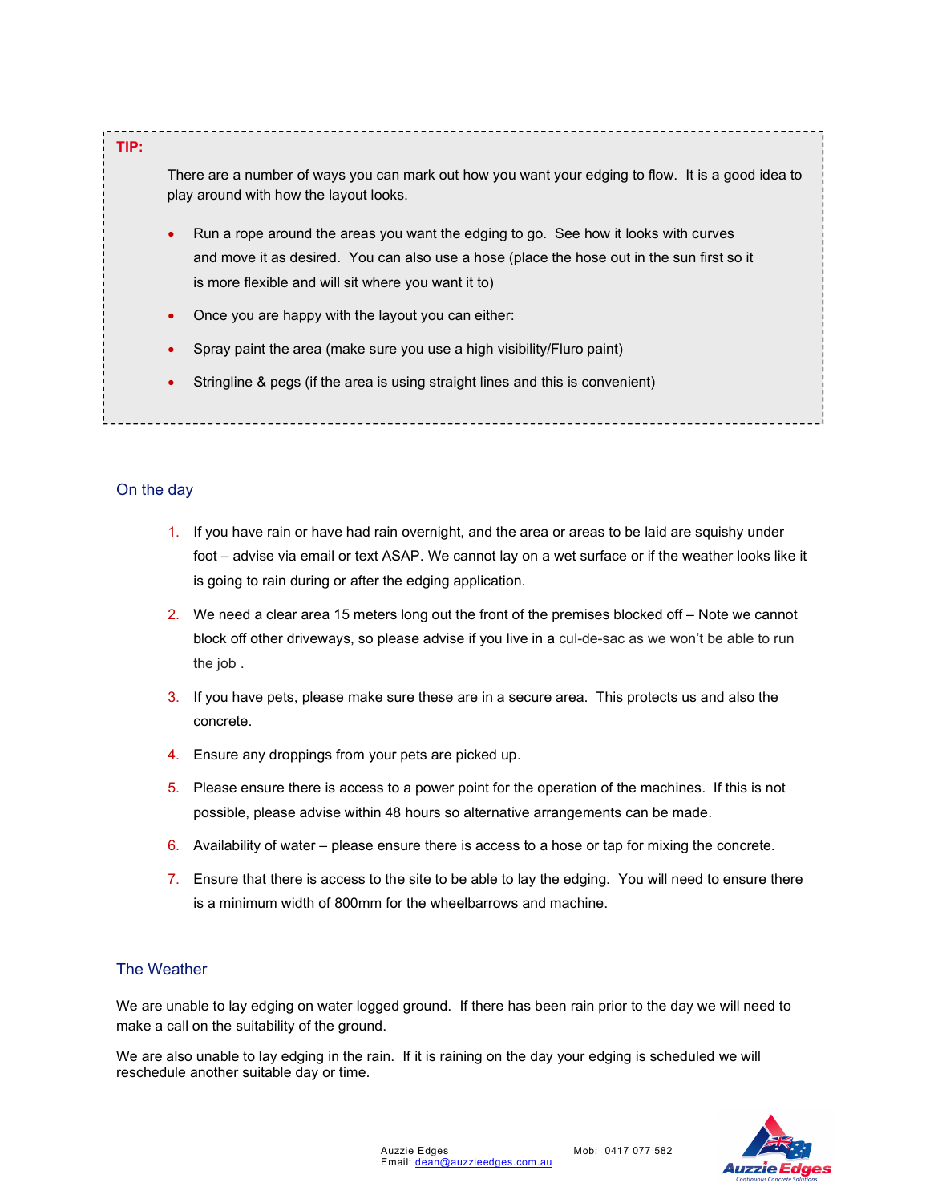**TIP:**

There are a number of ways you can mark out how you want your edging to flow. It is a good idea to play around with how the layout looks.

- Run a rope around the areas you want the edging to go. See how it looks with curves and move it as desired. You can also use a hose (place the hose out in the sun first so it is more flexible and will sit where you want it to)
- Once you are happy with the layout you can either:
- Spray paint the area (make sure you use a high visibility/Fluro paint)
- Stringline & pegs (if the area is using straight lines and this is convenient)

## On the day

1. If you have rain or have had rain overnight, and the area or areas to be laid are squishy under foot – advise via email or text ASAP. We cannot lay on a wet surface or if the weather looks like it is going to rain during or after the edging application.
2. We need a clear area 15 meters long out the front of the premises blocked off – Note we cannot block off other driveways, so please advise if you live in a cul-de-sac as we won't be able to run the job .
3. If you have pets, please make sure these are in a secure area. This protects us and also the concrete.
4. Ensure any droppings from your pets are picked up.
5. Please ensure there is access to a power point for the operation of the machines. If this is not possible, please advise within 48 hours so alternative arrangements can be made.
6. Availability of water – please ensure there is access to a hose or tap for mixing the concrete.
7. Ensure that there is access to the site to be able to lay the edging. You will need to ensure there is a minimum width of 800mm for the wheelbarrows and machine.

## The Weather

We are unable to lay edging on water logged ground. If there has been rain prior to the day we will need to make a call on the suitability of the ground.

We are also unable to lay edging in the rain. If it is raining on the day your edging is scheduled we will reschedule another suitable day or time.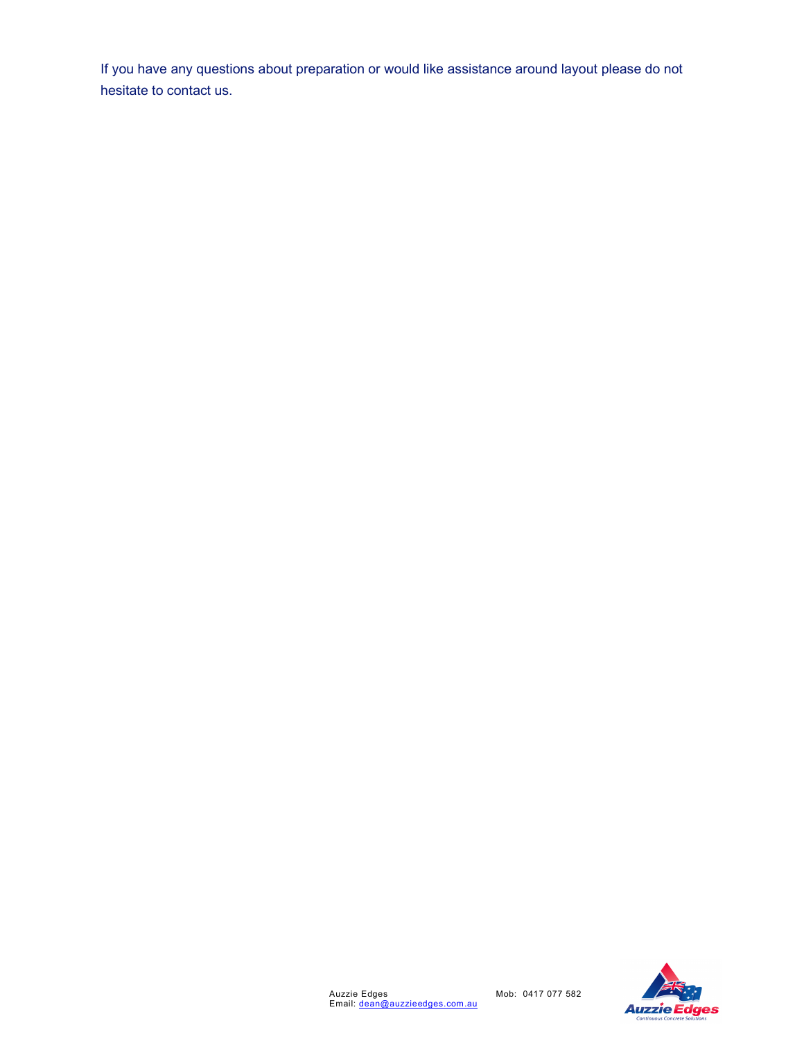If you have any questions about preparation or would like assistance around layout please do not hesitate to contact us.